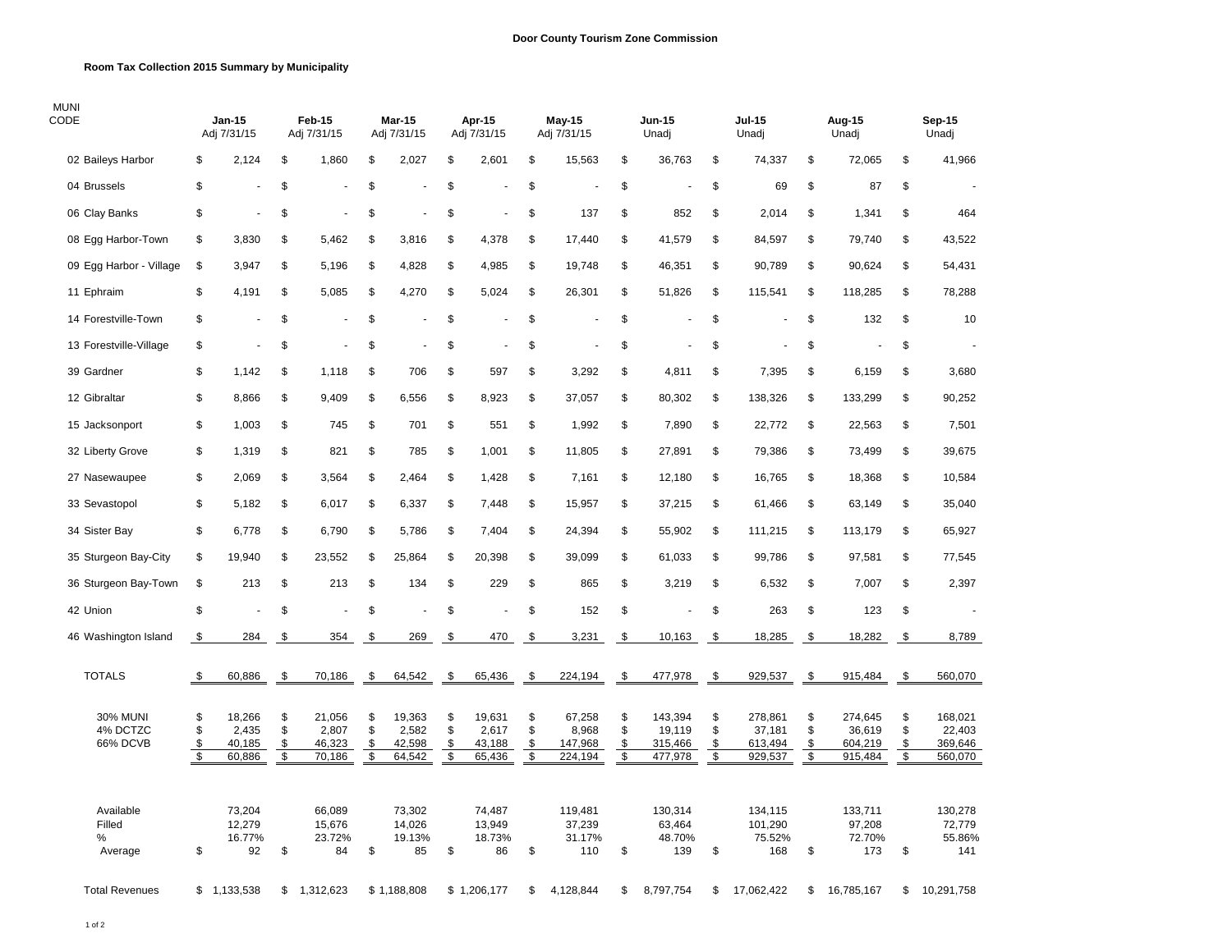**Door County Tourism Zone Commission**

**Room Tax Collection 2015 Summary by Municipality**

| MUNI CODE | Jan-15 Adj 7/31/15 | Feb-15 Adj 7/31/15 | Mar-15 Adj 7/31/15 | Apr-15 Adj 7/31/15 | May-15 Adj 7/31/15 | Jun-15 Unadj | Jul-15 Unadj | Aug-15 Unadj | Sep-15 Unadj |
|---|---|---|---|---|---|---|---|---|---|
| 02 Baileys Harbor | $ 2,124 | $ 1,860 | $ 2,027 | $ 2,601 | $ 15,563 | $ 36,763 | $ 74,337 | $ 72,065 | $ 41,966 |
| 04 Brussels | $ - | $ - | $ - | $ - | $ - | $ - | $ 69 | $ 87 | $ - |
| 06 Clay Banks | $ - | $ - | $ - | $ - | $ 137 | $ 852 | $ 2,014 | $ 1,341 | $ 464 |
| 08 Egg Harbor-Town | $ 3,830 | $ 5,462 | $ 3,816 | $ 4,378 | $ 17,440 | $ 41,579 | $ 84,597 | $ 79,740 | $ 43,522 |
| 09 Egg Harbor - Village | $ 3,947 | $ 5,196 | $ 4,828 | $ 4,985 | $ 19,748 | $ 46,351 | $ 90,789 | $ 90,624 | $ 54,431 |
| 11 Ephraim | $ 4,191 | $ 5,085 | $ 4,270 | $ 5,024 | $ 26,301 | $ 51,826 | $ 115,541 | $ 118,285 | $ 78,288 |
| 14 Forestville-Town | $ - | $ - | $ - | $ - | $ - | $ - | $ - | $ 132 | $ 10 |
| 13 Forestville-Village | $ - | $ - | $ - | $ - | $ - | $ - | $ - | $ - | $ - |
| 39 Gardner | $ 1,142 | $ 1,118 | $ 706 | $ 597 | $ 3,292 | $ 4,811 | $ 7,395 | $ 6,159 | $ 3,680 |
| 12 Gibraltar | $ 8,866 | $ 9,409 | $ 6,556 | $ 8,923 | $ 37,057 | $ 80,302 | $ 138,326 | $ 133,299 | $ 90,252 |
| 15 Jacksonport | $ 1,003 | $ 745 | $ 701 | $ 551 | $ 1,992 | $ 7,890 | $ 22,772 | $ 22,563 | $ 7,501 |
| 32 Liberty Grove | $ 1,319 | $ 821 | $ 785 | $ 1,001 | $ 11,805 | $ 27,891 | $ 79,386 | $ 73,499 | $ 39,675 |
| 27 Nasewaupee | $ 2,069 | $ 3,564 | $ 2,464 | $ 1,428 | $ 7,161 | $ 12,180 | $ 16,765 | $ 18,368 | $ 10,584 |
| 33 Sevastopol | $ 5,182 | $ 6,017 | $ 6,337 | $ 7,448 | $ 15,957 | $ 37,215 | $ 61,466 | $ 63,149 | $ 35,040 |
| 34 Sister Bay | $ 6,778 | $ 6,790 | $ 5,786 | $ 7,404 | $ 24,394 | $ 55,902 | $ 111,215 | $ 113,179 | $ 65,927 |
| 35 Sturgeon Bay-City | $ 19,940 | $ 23,552 | $ 25,864 | $ 20,398 | $ 39,099 | $ 61,033 | $ 99,786 | $ 97,581 | $ 77,545 |
| 36 Sturgeon Bay-Town | $ 213 | $ 213 | $ 134 | $ 229 | $ 865 | $ 3,219 | $ 6,532 | $ 7,007 | $ 2,397 |
| 42 Union | $ - | $ - | $ - | $ - | $ 152 | $ - | $ 263 | $ 123 | $ - |
| 46 Washington Island | $ 284 | $ 354 | $ 269 | $ 470 | $ 3,231 | $ 10,163 | $ 18,285 | $ 18,282 | $ 8,789 |
| TOTALS | $ 60,886 | $ 70,186 | $ 64,542 | $ 65,436 | $ 224,194 | $ 477,978 | $ 929,537 | $ 915,484 | $ 560,070 |
| 30% MUNI | $ 18,266 | $ 21,056 | $ 19,363 | $ 19,631 | $ 67,258 | $ 143,394 | $ 278,861 | $ 274,645 | $ 168,021 |
| 4% DCTZC | $ 2,435 | $ 2,807 | $ 2,582 | $ 2,617 | $ 8,968 | $ 19,119 | $ 37,181 | $ 36,619 | $ 22,403 |
| 66% DCVB | $ 40,185 | $ 46,323 | $ 42,598 | $ 43,188 | $ 147,968 | $ 315,466 | $ 613,494 | $ 604,219 | $ 369,646 |
| | $ 60,886 | $ 70,186 | $ 64,542 | $ 65,436 | $ 224,194 | $ 477,978 | $ 929,537 | $ 915,484 | $ 560,070 |
| Available | 73,204 | 66,089 | 73,302 | 74,487 | 119,481 | 130,314 | 134,115 | 133,711 | 130,278 |
| Filled | 12,279 | 15,676 | 14,026 | 13,949 | 37,239 | 63,464 | 101,290 | 97,208 | 72,779 |
| % | 16.77% | 23.72% | 19.13% | 18.73% | 31.17% | 48.70% | 75.52% | 72.70% | 55.86% |
| Average | $ 92 | $ 84 | $ 85 | $ 86 | $ 110 | $ 139 | $ 168 | $ 173 | $ 141 |
| Total Revenues | $ 1,133,538 | $ 1,312,623 | $ 1,188,808 | $ 1,206,177 | $ 4,128,844 | $ 8,797,754 | $ 17,062,422 | $ 16,785,167 | $ 10,291,758 |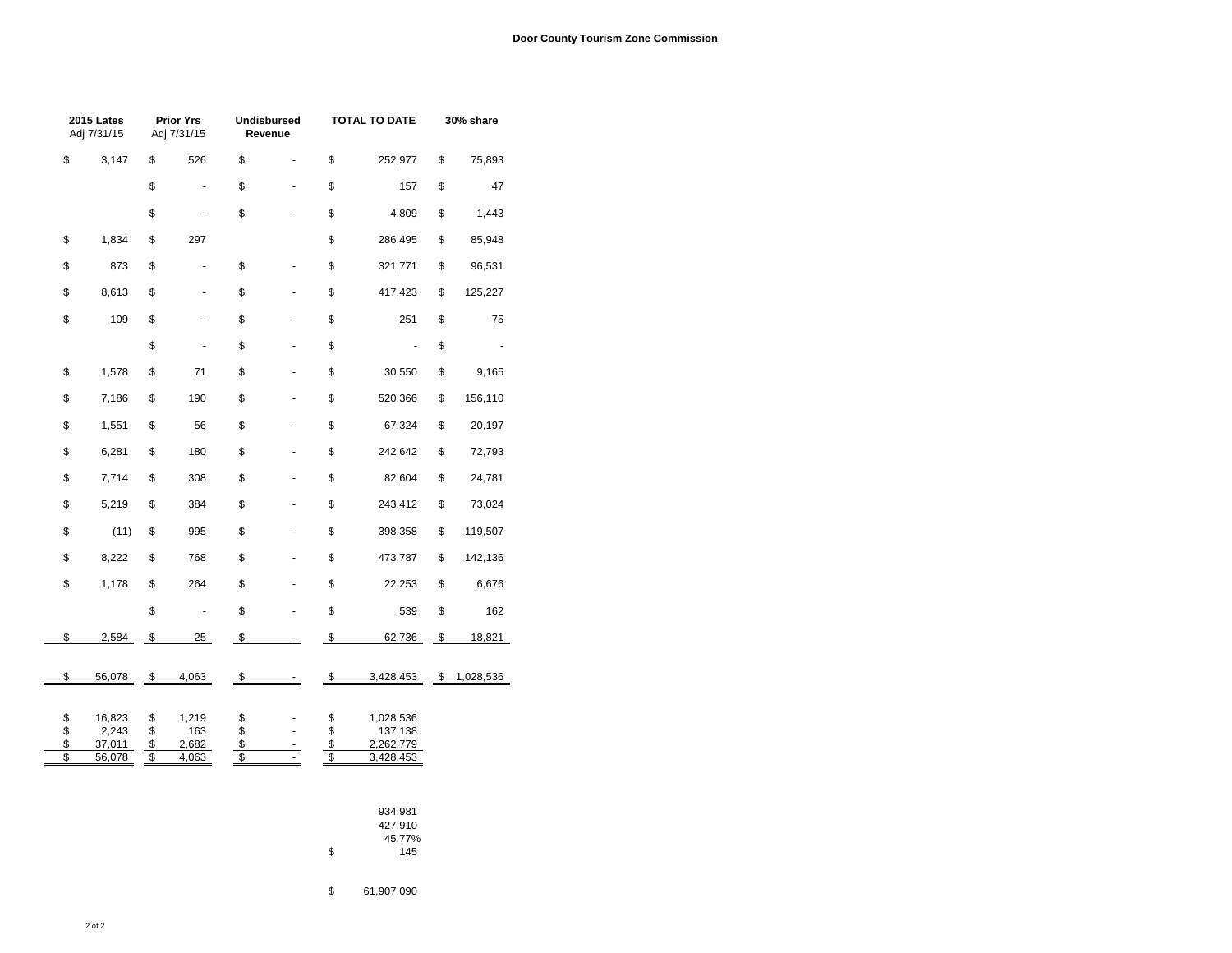# Door County Tourism Zone Commission

| 2015 Lates Adj 7/31/15 | Prior Yrs Adj 7/31/15 | Undisbursed Revenue | TOTAL TO DATE | 30% share |
|---|---|---|---|---|
| $ 3,147 | $ 526 | $ - | $ 252,977 | $ 75,893 |
| | $ - | $ - | $ 157 | $ 47 |
| | $ - | $ - | $ 4,809 | $ 1,443 |
| $ 1,834 | $ 297 | | $ 286,495 | $ 85,948 |
| $ 873 | $ - | $ - | $ 321,771 | $ 96,531 |
| $ 8,613 | $ - | $ - | $ 417,423 | $ 125,227 |
| $ 109 | $ - | $ - | $ 251 | $ 75 |
| | $ - | $ - | $ - | $ - |
| $ 1,578 | $ 71 | $ - | $ 30,550 | $ 9,165 |
| $ 7,186 | $ 190 | $ - | $ 520,366 | $ 156,110 |
| $ 1,551 | $ 56 | $ - | $ 67,324 | $ 20,197 |
| $ 6,281 | $ 180 | $ - | $ 242,642 | $ 72,793 |
| $ 7,714 | $ 308 | $ - | $ 82,604 | $ 24,781 |
| $ 5,219 | $ 384 | $ - | $ 243,412 | $ 73,024 |
| $ (11) | $ 995 | $ - | $ 398,358 | $ 119,507 |
| $ 8,222 | $ 768 | $ - | $ 473,787 | $ 142,136 |
| $ 1,178 | $ 264 | $ - | $ 22,253 | $ 6,676 |
| | $ - | $ - | $ 539 | $ 162 |
| $ 2,584 | $ 25 | $ - | $ 62,736 | $ 18,821 |
| $ 56,078 | $ 4,063 | $ - | $ 3,428,453 | $ 1,028,536 |
| $ 16,823 | $ 1,219 | $ - | $ 1,028,536 | |
| $ 2,243 | $ 163 | $ - | $ 137,138 | |
| $ 37,011 | $ 2,682 | $ - | $ 2,262,779 | |
| $ 56,078 | $ 4,063 | $ - | $ 3,428,453 | |

934,981
427,910
45.77%
$ 145

$ 61,907,090